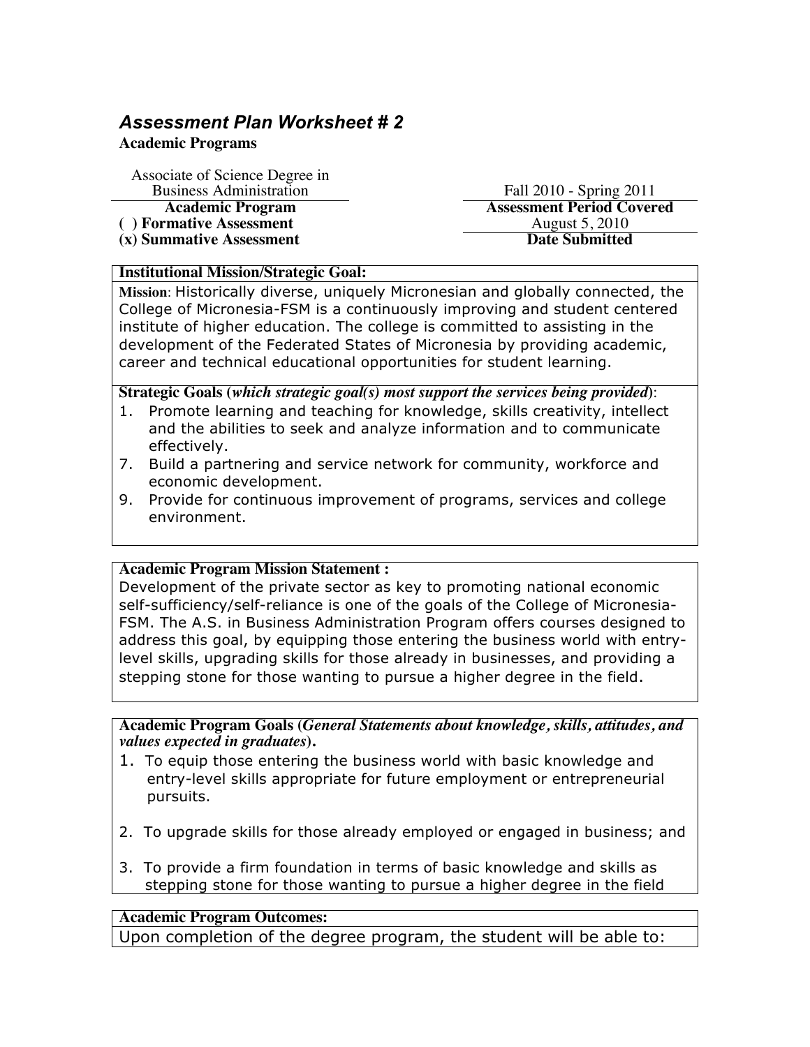# *Assessment Plan Worksheet # 2*

**Academic Programs**

| Associate of Science Degree in Business Administration | Fall 2010 - Spring 2011 |
|---|---|
| **Academic Program** | **Assessment Period Covered** |
| **( ) Formative Assessment** | August 5, 2010 |
| **(x) Summative Assessment** | **Date Submitted** |

**Institutional Mission/Strategic Goal:**

**Mission**: Historically diverse, uniquely Micronesian and globally connected, the College of Micronesia-FSM is a continuously improving and student centered institute of higher education. The college is committed to assisting in the development of the Federated States of Micronesia by providing academic, career and technical educational opportunities for student learning.

**Strategic Goals (*which strategic goal(s) most support the services being provided*)**:

1. Promote learning and teaching for knowledge, skills creativity, intellect and the abilities to seek and analyze information and to communicate effectively.
7. Build a partnering and service network for community, workforce and economic development.
9. Provide for continuous improvement of programs, services and college environment.

**Academic Program Mission Statement :**

Development of the private sector as key to promoting national economic self-sufficiency/self-reliance is one of the goals of the College of Micronesia-FSM. The A.S. in Business Administration Program offers courses designed to address this goal, by equipping those entering the business world with entry-level skills, upgrading skills for those already in businesses, and providing a stepping stone for those wanting to pursue a higher degree in the field.

**Academic Program Goals (*General Statements about knowledge, skills, attitudes, and values expected in graduates*).**

1. To equip those entering the business world with basic knowledge and entry-level skills appropriate for future employment or entrepreneurial pursuits.
2. To upgrade skills for those already employed or engaged in business; and
3. To provide a firm foundation in terms of basic knowledge and skills as stepping stone for those wanting to pursue a higher degree in the field

**Academic Program Outcomes:**

Upon completion of the degree program, the student will be able to: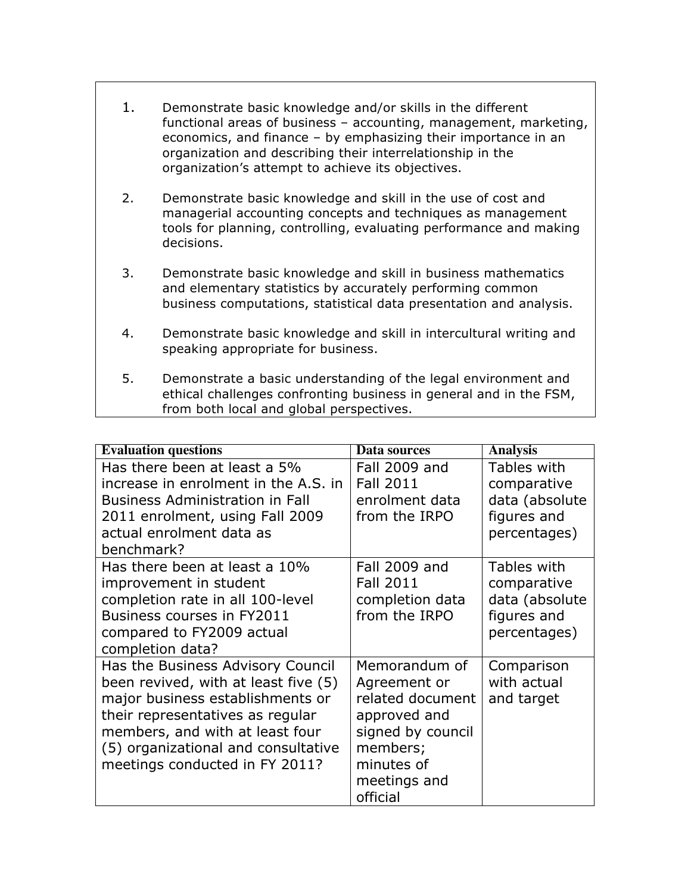1. Demonstrate basic knowledge and/or skills in the different functional areas of business – accounting, management, marketing, economics, and finance – by emphasizing their importance in an organization and describing their interrelationship in the organization's attempt to achieve its objectives.

2. Demonstrate basic knowledge and skill in the use of cost and managerial accounting concepts and techniques as management tools for planning, controlling, evaluating performance and making decisions.

3. Demonstrate basic knowledge and skill in business mathematics and elementary statistics by accurately performing common business computations, statistical data presentation and analysis.

4. Demonstrate basic knowledge and skill in intercultural writing and speaking appropriate for business.

5. Demonstrate a basic understanding of the legal environment and ethical challenges confronting business in general and in the FSM, from both local and global perspectives.

| **Evaluation questions** | **Data sources** | **Analysis** |
| --- | --- | --- |
| Has there been at least a 5% increase in enrolment in the A.S. in Business Administration in Fall 2011 enrolment, using Fall 2009 actual enrolment data as benchmark? | Fall 2009 and Fall 2011 enrolment data from the IRPO | Tables with comparative data (absolute figures and percentages) |
| Has there been at least a 10% improvement in student completion rate in all 100-level Business courses in FY2011 compared to FY2009 actual completion data? | Fall 2009 and Fall 2011 completion data from the IRPO | Tables with comparative data (absolute figures and percentages) |
| Has the Business Advisory Council been revived, with at least five (5) major business establishments or their representatives as regular members, and with at least four (5) organizational and consultative meetings conducted in FY 2011? | Memorandum of Agreement or related document approved and signed by council members; minutes of meetings and official | Comparison with actual and target |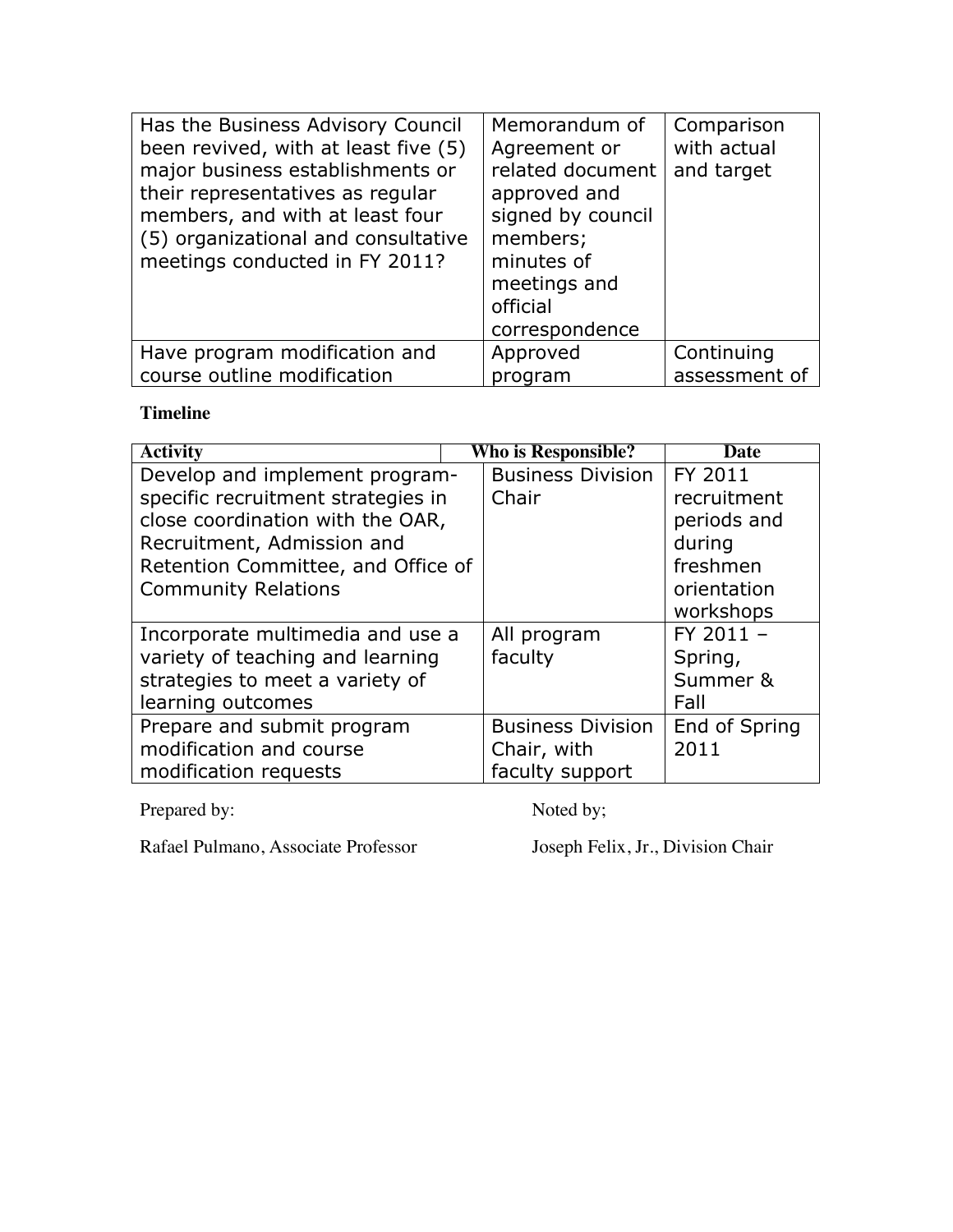| | | |
|---|---|---|
| Has the Business Advisory Council been revived, with at least five (5) major business establishments or their representatives as regular members, and with at least four (5) organizational and consultative meetings conducted in FY 2011? | Memorandum of Agreement or related document approved and signed by council members; minutes of meetings and official correspondence | Comparison with actual and target |
| Have program modification and course outline modification | Approved program | Continuing assessment of |

**Timeline**

| Activity | Who is Responsible? | Date |
|---|---|---|
| Develop and implement program-specific recruitment strategies in close coordination with the OAR, Recruitment, Admission and Retention Committee, and Office of Community Relations | Business Division Chair | FY 2011 recruitment periods and during freshmen orientation workshops |
| Incorporate multimedia and use a variety of teaching and learning strategies to meet a variety of learning outcomes | All program faculty | FY 2011 – Spring, Summer & Fall |
| Prepare and submit program modification and course modification requests | Business Division Chair, with faculty support | End of Spring 2011 |

Prepared by:

Rafael Pulmano, Associate Professor

Noted by;

Joseph Felix, Jr., Division Chair